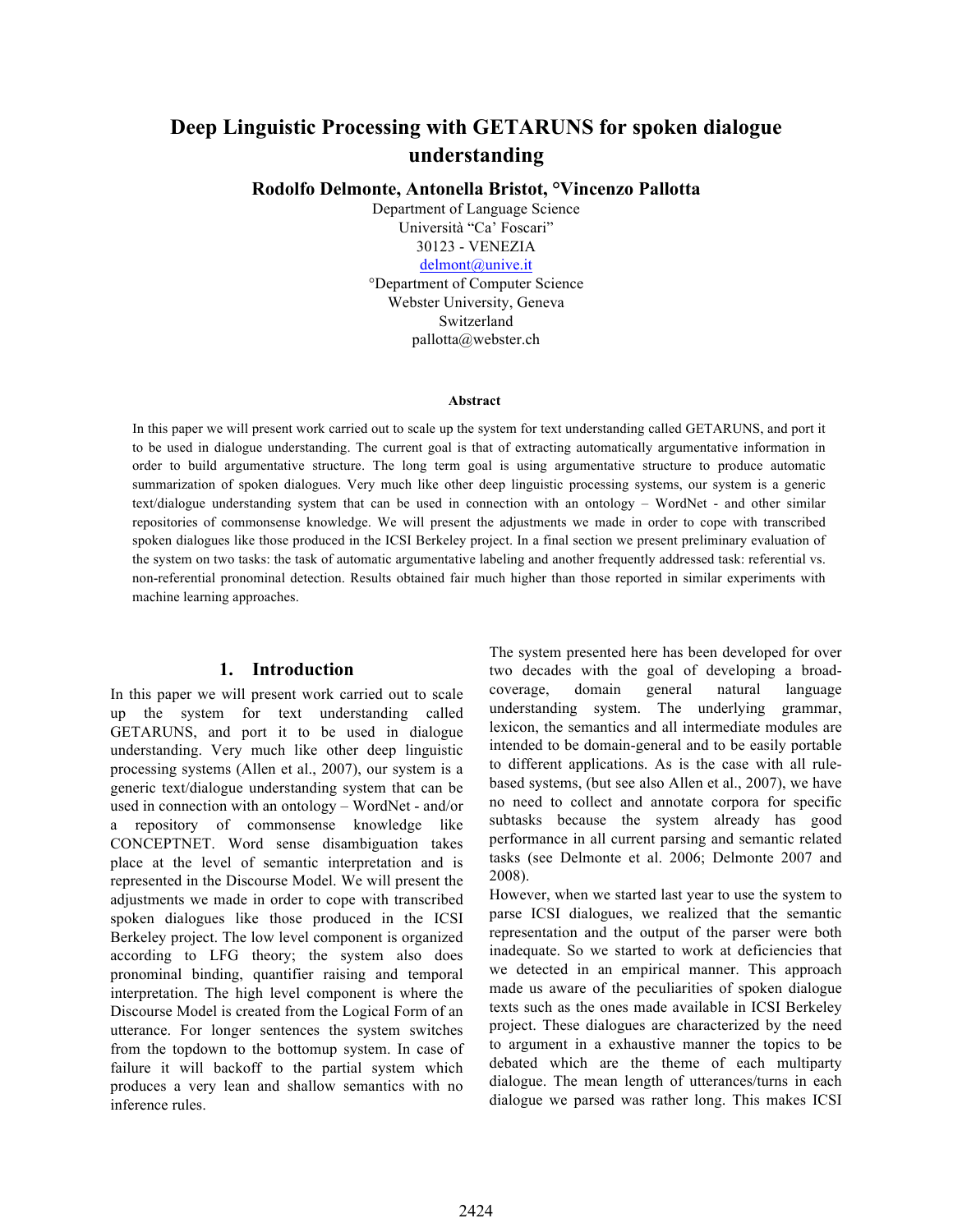# Deep Linguistic Processing with GETARUNS for spoken dialogue understanding

**Rodolfo Delmonte, Antonella Bristot, °Vincenzo Pallotta**

Department of Language Science
Università "Ca' Foscari"
30123 - VENEZIA
delmont@unive.it
°Department of Computer Science
Webster University, Geneva
Switzerland
pallotta@webster.ch

### Abstract

In this paper we will present work carried out to scale up the system for text understanding called GETARUNS, and port it to be used in dialogue understanding. The current goal is that of extracting automatically argumentative information in order to build argumentative structure. The long term goal is using argumentative structure to produce automatic summarization of spoken dialogues. Very much like other deep linguistic processing systems, our system is a generic text/dialogue understanding system that can be used in connection with an ontology – WordNet - and other similar repositories of commonsense knowledge. We will present the adjustments we made in order to cope with transcribed spoken dialogues like those produced in the ICSI Berkeley project. In a final section we present preliminary evaluation of the system on two tasks: the task of automatic argumentative labeling and another frequently addressed task: referential vs. non-referential pronominal detection. Results obtained fair much higher than those reported in similar experiments with machine learning approaches.

## 1. Introduction

In this paper we will present work carried out to scale up the system for text understanding called GETARUNS, and port it to be used in dialogue understanding. Very much like other deep linguistic processing systems (Allen et al., 2007), our system is a generic text/dialogue understanding system that can be used in connection with an ontology – WordNet - and/or a repository of commonsense knowledge like CONCEPTNET. Word sense disambiguation takes place at the level of semantic interpretation and is represented in the Discourse Model. We will present the adjustments we made in order to cope with transcribed spoken dialogues like those produced in the ICSI Berkeley project. The low level component is organized according to LFG theory; the system also does pronominal binding, quantifier raising and temporal interpretation. The high level component is where the Discourse Model is created from the Logical Form of an utterance. For longer sentences the system switches from the topdown to the bottomup system. In case of failure it will backoff to the partial system which produces a very lean and shallow semantics with no inference rules.

The system presented here has been developed for over two decades with the goal of developing a broad-coverage, domain general natural language understanding system. The underlying grammar, lexicon, the semantics and all intermediate modules are intended to be domain-general and to be easily portable to different applications. As is the case with all rule-based systems, (but see also Allen et al., 2007), we have no need to collect and annotate corpora for specific subtasks because the system already has good performance in all current parsing and semantic related tasks (see Delmonte et al. 2006; Delmonte 2007 and 2008).

However, when we started last year to use the system to parse ICSI dialogues, we realized that the semantic representation and the output of the parser were both inadequate. So we started to work at deficiencies that we detected in an empirical manner. This approach made us aware of the peculiarities of spoken dialogue texts such as the ones made available in ICSI Berkeley project. These dialogues are characterized by the need to argument in a exhaustive manner the topics to be debated which are the theme of each multiparty dialogue. The mean length of utterances/turns in each dialogue we parsed was rather long. This makes ICSI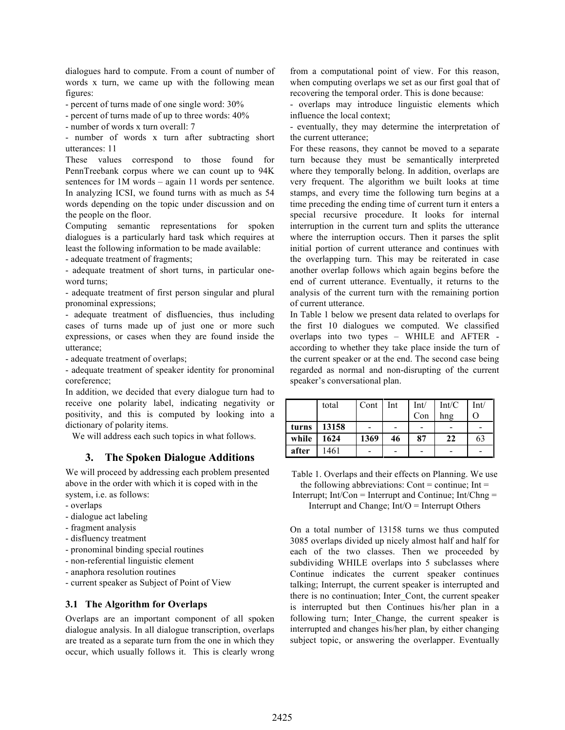dialogues hard to compute. From a count of number of words x turn, we came up with the following mean figures:

- percent of turns made of one single word: 30%
- percent of turns made of up to three words: 40%
- number of words x turn overall: 7
- number of words x turn after subtracting short utterances: 11

These values correspond to those found for PennTreebank corpus where we can count up to 94K sentences for 1M words – again 11 words per sentence. In analyzing ICSI, we found turns with as much as 54 words depending on the topic under discussion and on the people on the floor.

Computing semantic representations for spoken dialogues is a particularly hard task which requires at least the following information to be made available:

- adequate treatment of fragments;
- adequate treatment of short turns, in particular one-word turns;
- adequate treatment of first person singular and plural pronominal expressions;
- adequate treatment of disfluencies, thus including cases of turns made up of just one or more such expressions, or cases when they are found inside the utterance;
- adequate treatment of overlaps;
- adequate treatment of speaker identity for pronominal coreference;

In addition, we decided that every dialogue turn had to receive one polarity label, indicating negativity or positivity, and this is computed by looking into a dictionary of polarity items.

We will address each such topics in what follows.

## 3. The Spoken Dialogue Additions

We will proceed by addressing each problem presented above in the order with which it is coped with in the system, i.e. as follows:

- overlaps
- dialogue act labeling
- fragment analysis
- disfluency treatment
- pronominal binding special routines
- non-referential linguistic element
- anaphora resolution routines
- current speaker as Subject of Point of View

### 3.1 The Algorithm for Overlaps

Overlaps are an important component of all spoken dialogue analysis. In all dialogue transcription, overlaps are treated as a separate turn from the one in which they occur, which usually follows it. This is clearly wrong from a computational point of view. For this reason, when computing overlaps we set as our first goal that of recovering the temporal order. This is done because:

- overlaps may introduce linguistic elements which influence the local context;
- eventually, they may determine the interpretation of the current utterance;

For these reasons, they cannot be moved to a separate turn because they must be semantically interpreted where they temporally belong. In addition, overlaps are very frequent. The algorithm we built looks at time stamps, and every time the following turn begins at a time preceding the ending time of current turn it enters a special recursive procedure. It looks for internal interruption in the current turn and splits the utterance where the interruption occurs. Then it parses the split initial portion of current utterance and continues with the overlapping turn. This may be reiterated in case another overlap follows which again begins before the end of current utterance. Eventually, it returns to the analysis of the current turn with the remaining portion of current utterance.

In Table 1 below we present data related to overlaps for the first 10 dialogues we computed. We classified overlaps into two types – WHILE and AFTER - according to whether they take place inside the turn of the current speaker or at the end. The second case being regarded as normal and non-disrupting of the current speaker's conversational plan.

| | total | Cont | Int | Int/Con | Int/Chng | Int/O |
|---|---|---|---|---|---|---|
| **turns** | **13158** | - | - | - | - | - |
| **while** | **1624** | **1369** | **46** | **87** | **22** | 63 |
| **after** | 1461 | - | - | - | - | - |

Table 1. Overlaps and their effects on Planning. We use the following abbreviations: Cont = continue; Int = Interrupt; Int/Con = Interrupt and Continue; Int/Chng = Interrupt and Change; Int/O = Interrupt Others

On a total number of 13158 turns we thus computed 3085 overlaps divided up nicely almost half and half for each of the two classes. Then we proceeded by subdividing WHILE overlaps into 5 subclasses where Continue indicates the current speaker continues talking; Interrupt, the current speaker is interrupted and there is no continuation; Inter_Cont, the current speaker is interrupted but then Continues his/her plan in a following turn; Inter_Change, the current speaker is interrupted and changes his/her plan, by either changing subject topic, or answering the overlapper. Eventually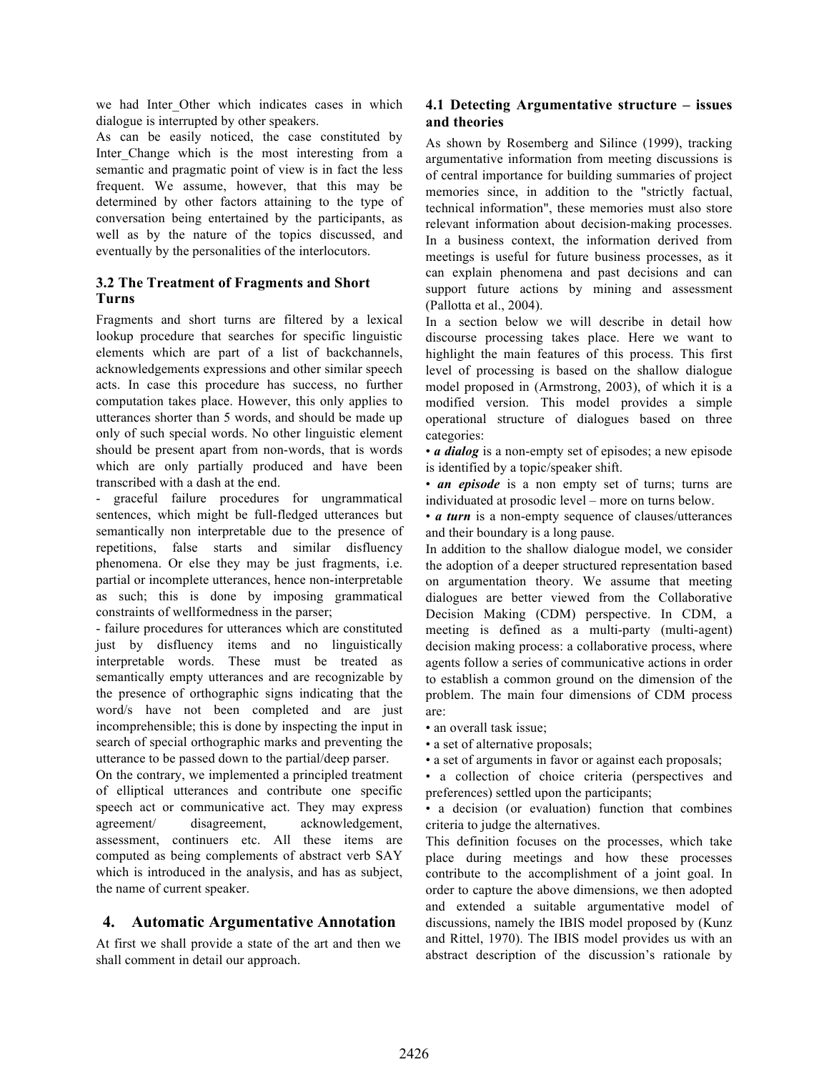we had Inter_Other which indicates cases in which dialogue is interrupted by other speakers.

As can be easily noticed, the case constituted by Inter_Change which is the most interesting from a semantic and pragmatic point of view is in fact the less frequent. We assume, however, that this may be determined by other factors attaining to the type of conversation being entertained by the participants, as well as by the nature of the topics discussed, and eventually by the personalities of the interlocutors.

### 3.2 The Treatment of Fragments and Short Turns

Fragments and short turns are filtered by a lexical lookup procedure that searches for specific linguistic elements which are part of a list of backchannels, acknowledgements expressions and other similar speech acts. In case this procedure has success, no further computation takes place. However, this only applies to utterances shorter than 5 words, and should be made up only of such special words. No other linguistic element should be present apart from non-words, that is words which are only partially produced and have been transcribed with a dash at the end.

- graceful failure procedures for ungrammatical sentences, which might be full-fledged utterances but semantically non interpretable due to the presence of repetitions, false starts and similar disfluency phenomena. Or else they may be just fragments, i.e. partial or incomplete utterances, hence non-interpretable as such; this is done by imposing grammatical constraints of wellformedness in the parser;
- failure procedures for utterances which are constituted just by disfluency items and no linguistically interpretable words. These must be treated as semantically empty utterances and are recognizable by the presence of orthographic signs indicating that the word/s have not been completed and are just incomprehensible; this is done by inspecting the input in search of special orthographic marks and preventing the utterance to be passed down to the partial/deep parser.

On the contrary, we implemented a principled treatment of elliptical utterances and contribute one specific speech act or communicative act. They may express agreement/ disagreement, acknowledgement, assessment, continuers etc. All these items are computed as being complements of abstract verb SAY which is introduced in the analysis, and has as subject, the name of current speaker.

## 4. Automatic Argumentative Annotation

At first we shall provide a state of the art and then we shall comment in detail our approach.

### 4.1 Detecting Argumentative structure – issues and theories

As shown by Rosemberg and Silince (1999), tracking argumentative information from meeting discussions is of central importance for building summaries of project memories since, in addition to the "strictly factual, technical information", these memories must also store relevant information about decision-making processes. In a business context, the information derived from meetings is useful for future business processes, as it can explain phenomena and past decisions and can support future actions by mining and assessment (Pallotta et al., 2004).

In a section below we will describe in detail how discourse processing takes place. Here we want to highlight the main features of this process. This first level of processing is based on the shallow dialogue model proposed in (Armstrong, 2003), of which it is a modified version. This model provides a simple operational structure of dialogues based on three categories:

- ***a dialog*** is a non-empty set of episodes; a new episode is identified by a topic/speaker shift.
- ***an episode*** is a non empty set of turns; turns are individuated at prosodic level – more on turns below.
- ***a turn*** is a non-empty sequence of clauses/utterances and their boundary is a long pause.

In addition to the shallow dialogue model, we consider the adoption of a deeper structured representation based on argumentation theory. We assume that meeting dialogues are better viewed from the Collaborative Decision Making (CDM) perspective. In CDM, a meeting is defined as a multi-party (multi-agent) decision making process: a collaborative process, where agents follow a series of communicative actions in order to establish a common ground on the dimension of the problem. The main four dimensions of CDM process are:

- an overall task issue;
- a set of alternative proposals;
- a set of arguments in favor or against each proposals;
- a collection of choice criteria (perspectives and preferences) settled upon the participants;
- a decision (or evaluation) function that combines criteria to judge the alternatives.

This definition focuses on the processes, which take place during meetings and how these processes contribute to the accomplishment of a joint goal. In order to capture the above dimensions, we then adopted and extended a suitable argumentative model of discussions, namely the IBIS model proposed by (Kunz and Rittel, 1970). The IBIS model provides us with an abstract description of the discussion's rationale by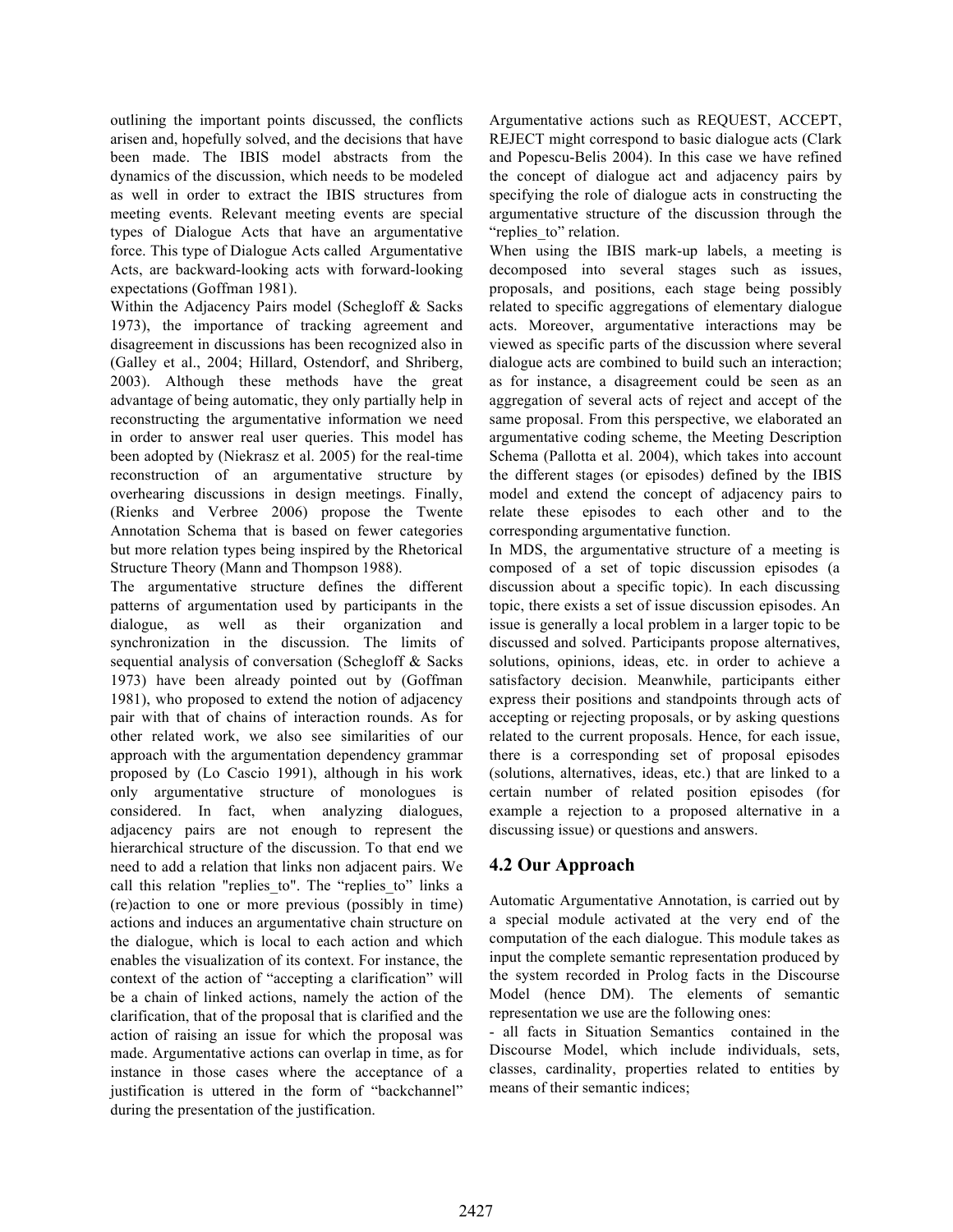outlining the important points discussed, the conflicts arisen and, hopefully solved, and the decisions that have been made. The IBIS model abstracts from the dynamics of the discussion, which needs to be modeled as well in order to extract the IBIS structures from meeting events. Relevant meeting events are special types of Dialogue Acts that have an argumentative force. This type of Dialogue Acts called Argumentative Acts, are backward-looking acts with forward-looking expectations (Goffman 1981).

Within the Adjacency Pairs model (Schegloff & Sacks 1973), the importance of tracking agreement and disagreement in discussions has been recognized also in (Galley et al., 2004; Hillard, Ostendorf, and Shriberg, 2003). Although these methods have the great advantage of being automatic, they only partially help in reconstructing the argumentative information we need in order to answer real user queries. This model has been adopted by (Niekrasz et al. 2005) for the real-time reconstruction of an argumentative structure by overhearing discussions in design meetings. Finally, (Rienks and Verbree 2006) propose the Twente Annotation Schema that is based on fewer categories but more relation types being inspired by the Rhetorical Structure Theory (Mann and Thompson 1988).

The argumentative structure defines the different patterns of argumentation used by participants in the dialogue, as well as their organization and synchronization in the discussion. The limits of sequential analysis of conversation (Schegloff & Sacks 1973) have been already pointed out by (Goffman 1981), who proposed to extend the notion of adjacency pair with that of chains of interaction rounds. As for other related work, we also see similarities of our approach with the argumentation dependency grammar proposed by (Lo Cascio 1991), although in his work only argumentative structure of monologues is considered. In fact, when analyzing dialogues, adjacency pairs are not enough to represent the hierarchical structure of the discussion. To that end we need to add a relation that links non adjacent pairs. We call this relation "replies_to". The "replies_to" links a (re)action to one or more previous (possibly in time) actions and induces an argumentative chain structure on the dialogue, which is local to each action and which enables the visualization of its context. For instance, the context of the action of "accepting a clarification" will be a chain of linked actions, namely the action of the clarification, that of the proposal that is clarified and the action of raising an issue for which the proposal was made. Argumentative actions can overlap in time, as for instance in those cases where the acceptance of a justification is uttered in the form of "backchannel" during the presentation of the justification.

Argumentative actions such as REQUEST, ACCEPT, REJECT might correspond to basic dialogue acts (Clark and Popescu-Belis 2004). In this case we have refined the concept of dialogue act and adjacency pairs by specifying the role of dialogue acts in constructing the argumentative structure of the discussion through the "replies_to" relation.

When using the IBIS mark-up labels, a meeting is decomposed into several stages such as issues, proposals, and positions, each stage being possibly related to specific aggregations of elementary dialogue acts. Moreover, argumentative interactions may be viewed as specific parts of the discussion where several dialogue acts are combined to build such an interaction; as for instance, a disagreement could be seen as an aggregation of several acts of reject and accept of the same proposal. From this perspective, we elaborated an argumentative coding scheme, the Meeting Description Schema (Pallotta et al. 2004), which takes into account the different stages (or episodes) defined by the IBIS model and extend the concept of adjacency pairs to relate these episodes to each other and to the corresponding argumentative function.

In MDS, the argumentative structure of a meeting is composed of a set of topic discussion episodes (a discussion about a specific topic). In each discussing topic, there exists a set of issue discussion episodes. An issue is generally a local problem in a larger topic to be discussed and solved. Participants propose alternatives, solutions, opinions, ideas, etc. in order to achieve a satisfactory decision. Meanwhile, participants either express their positions and standpoints through acts of accepting or rejecting proposals, or by asking questions related to the current proposals. Hence, for each issue, there is a corresponding set of proposal episodes (solutions, alternatives, ideas, etc.) that are linked to a certain number of related position episodes (for example a rejection to a proposed alternative in a discussing issue) or questions and answers.

## 4.2 Our Approach

Automatic Argumentative Annotation, is carried out by a special module activated at the very end of the computation of the each dialogue. This module takes as input the complete semantic representation produced by the system recorded in Prolog facts in the Discourse Model (hence DM). The elements of semantic representation we use are the following ones:

- all facts in Situation Semantics contained in the Discourse Model, which include individuals, sets, classes, cardinality, properties related to entities by means of their semantic indices;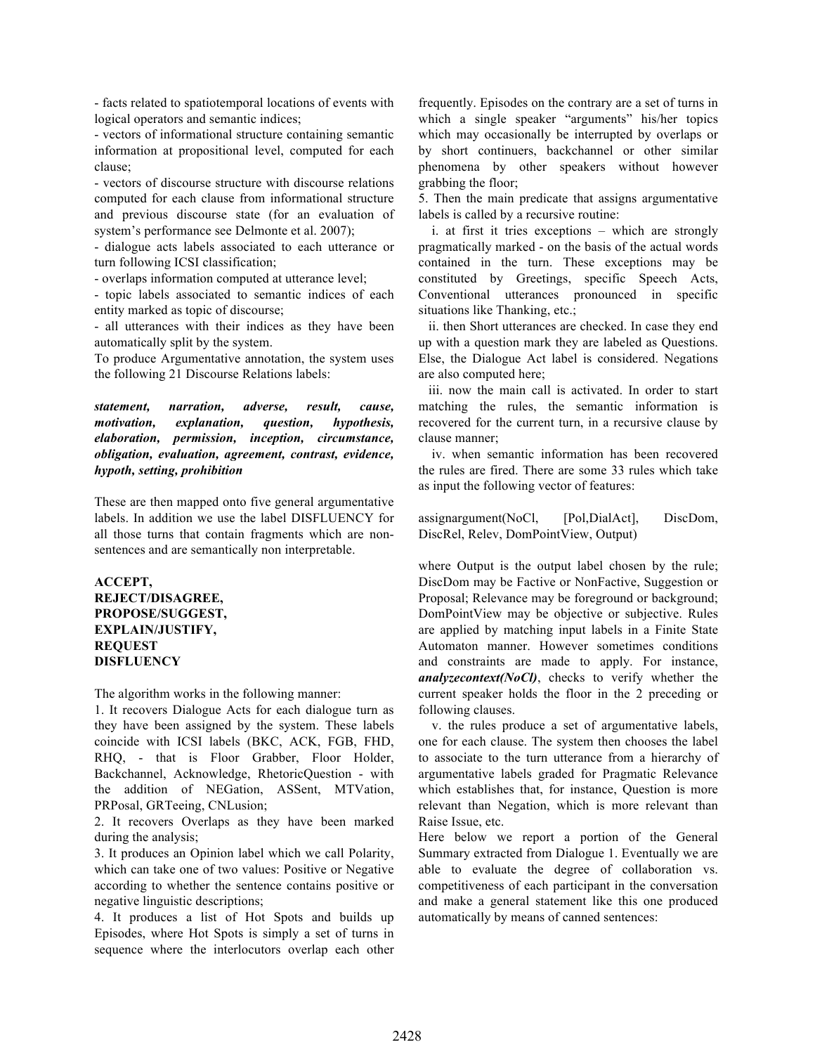- facts related to spatiotemporal locations of events with logical operators and semantic indices;
- vectors of informational structure containing semantic information at propositional level, computed for each clause;
- vectors of discourse structure with discourse relations computed for each clause from informational structure and previous discourse state (for an evaluation of system's performance see Delmonte et al. 2007);
- dialogue acts labels associated to each utterance or turn following ICSI classification;
- overlaps information computed at utterance level;
- topic labels associated to semantic indices of each entity marked as topic of discourse;
- all utterances with their indices as they have been automatically split by the system.

To produce Argumentative annotation, the system uses the following 21 Discourse Relations labels:

***statement, narration, adverse, result, cause, motivation, explanation, question, hypothesis, elaboration, permission, inception, circumstance, obligation, evaluation, agreement, contrast, evidence, hypoth, setting, prohibition***

These are then mapped onto five general argumentative labels. In addition we use the label DISFLUENCY for all those turns that contain fragments which are non-sentences and are semantically non interpretable.

**ACCEPT,**
**REJECT/DISAGREE,**
**PROPOSE/SUGGEST,**
**EXPLAIN/JUSTIFY,**
**REQUEST**
**DISFLUENCY**

The algorithm works in the following manner:

1. It recovers Dialogue Acts for each dialogue turn as they have been assigned by the system. These labels coincide with ICSI labels (BKC, ACK, FGB, FHD, RHQ, - that is Floor Grabber, Floor Holder, Backchannel, Acknowledge, RhetoricQuestion - with the addition of NEGation, ASSent, MTVation, PRPosal, GRTeeing, CNLusion;
2. It recovers Overlaps as they have been marked during the analysis;
3. It produces an Opinion label which we call Polarity, which can take one of two values: Positive or Negative according to whether the sentence contains positive or negative linguistic descriptions;
4. It produces a list of Hot Spots and builds up Episodes, where Hot Spots is simply a set of turns in sequence where the interlocutors overlap each other frequently. Episodes on the contrary are a set of turns in which a single speaker "arguments" his/her topics which may occasionally be interrupted by overlaps or by short continuers, backchannel or other similar phenomena by other speakers without however grabbing the floor;
5. Then the main predicate that assigns argumentative labels is called by a recursive routine:

   i. at first it tries exceptions – which are strongly pragmatically marked - on the basis of the actual words contained in the turn. These exceptions may be constituted by Greetings, specific Speech Acts, Conventional utterances pronounced in specific situations like Thanking, etc.;

   ii. then Short utterances are checked. In case they end up with a question mark they are labeled as Questions. Else, the Dialogue Act label is considered. Negations are also computed here;

   iii. now the main call is activated. In order to start matching the rules, the semantic information is recovered for the current turn, in a recursive clause by clause manner;

   iv. when semantic information has been recovered the rules are fired. There are some 33 rules which take as input the following vector of features:

   assignargument(NoCl, [Pol,DialAct], DiscDom, DiscRel, Relev, DomPointView, Output)

   where Output is the output label chosen by the rule; DiscDom may be Factive or NonFactive, Suggestion or Proposal; Relevance may be foreground or background; DomPointView may be objective or subjective. Rules are applied by matching input labels in a Finite State Automaton manner. However sometimes conditions and constraints are made to apply. For instance, ***analyzecontext(NoCl)***, checks to verify whether the current speaker holds the floor in the 2 preceding or following clauses.

   v. the rules produce a set of argumentative labels, one for each clause. The system then chooses the label to associate to the turn utterance from a hierarchy of argumentative labels graded for Pragmatic Relevance which establishes that, for instance, Question is more relevant than Negation, which is more relevant than Raise Issue, etc.

Here below we report a portion of the General Summary extracted from Dialogue 1. Eventually we are able to evaluate the degree of collaboration vs. competitiveness of each participant in the conversation and make a general statement like this one produced automatically by means of canned sentences: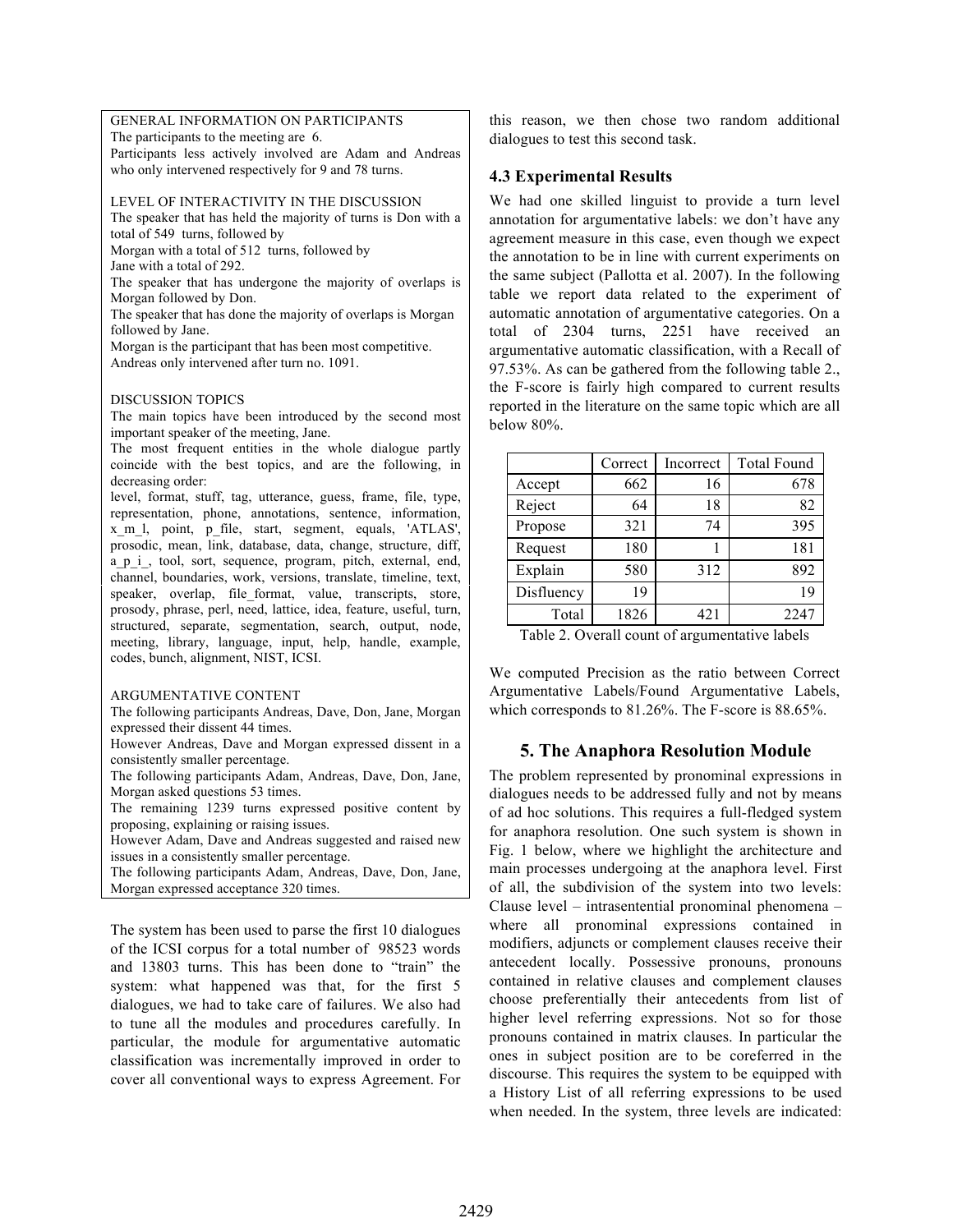GENERAL INFORMATION ON PARTICIPANTS
The participants to the meeting are 6.
Participants less actively involved are Adam and Andreas who only intervened respectively for 9 and 78 turns.

LEVEL OF INTERACTIVITY IN THE DISCUSSION
The speaker that has held the majority of turns is Don with a total of 549 turns, followed by
Morgan with a total of 512 turns, followed by
Jane with a total of 292.
The speaker that has undergone the majority of overlaps is Morgan followed by Don.
The speaker that has done the majority of overlaps is Morgan followed by Jane.
Morgan is the participant that has been most competitive.
Andreas only intervened after turn no. 1091.

DISCUSSION TOPICS
The main topics have been introduced by the second most important speaker of the meeting, Jane.
The most frequent entities in the whole dialogue partly coincide with the best topics, and are the following, in decreasing order:
level, format, stuff, tag, utterance, guess, frame, file, type, representation, phone, annotations, sentence, information, x_m_l, point, p_file, start, segment, equals, 'ATLAS', prosodic, mean, link, database, data, change, structure, diff, a_p_i_, tool, sort, sequence, program, pitch, external, end, channel, boundaries, work, versions, translate, timeline, text, speaker, overlap, file_format, value, transcripts, store, prosody, phrase, perl, need, lattice, idea, feature, useful, turn, structured, separate, segmentation, search, output, node, meeting, library, language, input, help, handle, example, codes, bunch, alignment, NIST, ICSI.

ARGUMENTATIVE CONTENT
The following participants Andreas, Dave, Don, Jane, Morgan expressed their dissent 44 times.
However Andreas, Dave and Morgan expressed dissent in a consistently smaller percentage.
The following participants Adam, Andreas, Dave, Don, Jane, Morgan asked questions 53 times.
The remaining 1239 turns expressed positive content by proposing, explaining or raising issues.
However Adam, Dave and Andreas suggested and raised new issues in a consistently smaller percentage.
The following participants Adam, Andreas, Dave, Don, Jane, Morgan expressed acceptance 320 times.

The system has been used to parse the first 10 dialogues of the ICSI corpus for a total number of 98523 words and 13803 turns. This has been done to "train" the system: what happened was that, for the first 5 dialogues, we had to take care of failures. We also had to tune all the modules and procedures carefully. In particular, the module for argumentative automatic classification was incrementally improved in order to cover all conventional ways to express Agreement. For this reason, we then chose two random additional dialogues to test this second task.

### 4.3 Experimental Results

We had one skilled linguist to provide a turn level annotation for argumentative labels: we don't have any agreement measure in this case, even though we expect the annotation to be in line with current experiments on the same subject (Pallotta et al. 2007). In the following table we report data related to the experiment of automatic annotation of argumentative categories. On a total of 2304 turns, 2251 have received an argumentative automatic classification, with a Recall of 97.53%. As can be gathered from the following table 2., the F-score is fairly high compared to current results reported in the literature on the same topic which are all below 80%.

| | Correct | Incorrect | Total Found |
|---|---|---|---|
| Accept | 662 | 16 | 678 |
| Reject | 64 | 18 | 82 |
| Propose | 321 | 74 | 395 |
| Request | 180 | 1 | 181 |
| Explain | 580 | 312 | 892 |
| Disfluency | 19 | | 19 |
| Total | 1826 | 421 | 2247 |

Table 2. Overall count of argumentative labels

We computed Precision as the ratio between Correct Argumentative Labels/Found Argumentative Labels, which corresponds to 81.26%. The F-score is 88.65%.

## 5. The Anaphora Resolution Module

The problem represented by pronominal expressions in dialogues needs to be addressed fully and not by means of ad hoc solutions. This requires a full-fledged system for anaphora resolution. One such system is shown in Fig. 1 below, where we highlight the architecture and main processes undergoing at the anaphora level. First of all, the subdivision of the system into two levels: Clause level – intrasentential pronominal phenomena – where all pronominal expressions contained in modifiers, adjuncts or complement clauses receive their antecedent locally. Possessive pronouns, pronouns contained in relative clauses and complement clauses choose preferentially their antecedents from list of higher level referring expressions. Not so for those pronouns contained in matrix clauses. In particular the ones in subject position are to be coreferred in the discourse. This requires the system to be equipped with a History List of all referring expressions to be used when needed. In the system, three levels are indicated: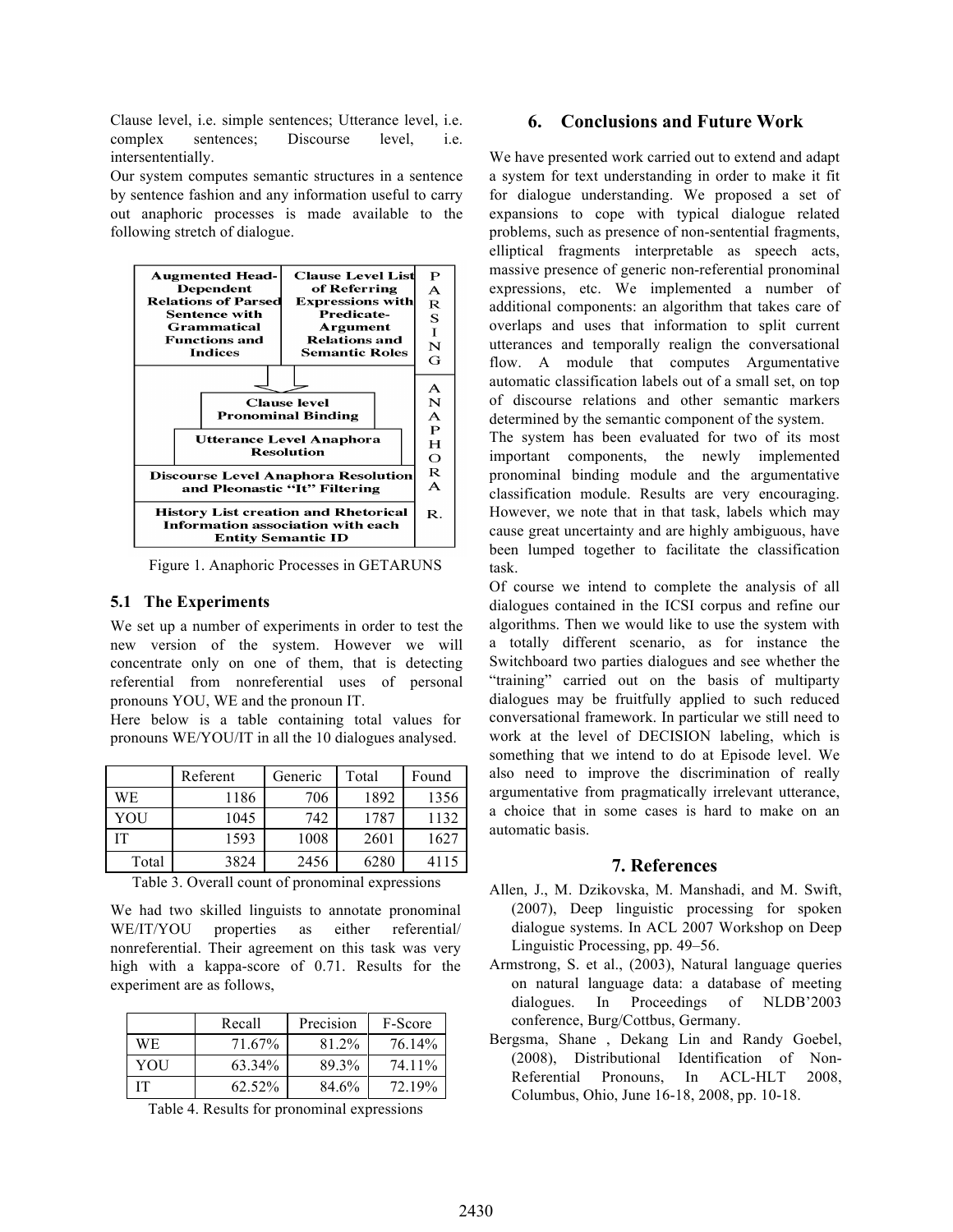Clause level, i.e. simple sentences; Utterance level, i.e. complex sentences; Discourse level, i.e. intersententially.

Our system computes semantic structures in a sentence by sentence fashion and any information useful to carry out anaphoric processes is made available to the following stretch of dialogue.

| Augmented Head-Dependent Relations of Parsed Sentence with Grammatical Functions and Indices | Clause Level List of Referring Expressions with Predicate-Argument Relations and Semantic Roles | PARSING |
|---|---|---|
| Clause level Pronominal Binding | | ANAPHORA R. |
| Utterance Level Anaphora Resolution | | |
| Discourse Level Anaphora Resolution and Pleonastic "It" Filtering | | |
| History List creation and Rhetorical Information association with each Entity Semantic ID | | |

Figure 1. Anaphoric Processes in GETARUNS

### 5.1 The Experiments

We set up a number of experiments in order to test the new version of the system. However we will concentrate only on one of them, that is detecting referential from nonreferential uses of personal pronouns YOU, WE and the pronoun IT.

Here below is a table containing total values for pronouns WE/YOU/IT in all the 10 dialogues analysed.

| | Referent | Generic | Total | Found |
|---|---|---|---|---|
| WE | 1186 | 706 | 1892 | 1356 |
| YOU | 1045 | 742 | 1787 | 1132 |
| IT | 1593 | 1008 | 2601 | 1627 |
| Total | 3824 | 2456 | 6280 | 4115 |

Table 3. Overall count of pronominal expressions

We had two skilled linguists to annotate pronominal WE/IT/YOU properties as either referential/ nonreferential. Their agreement on this task was very high with a kappa-score of 0.71. Results for the experiment are as follows,

| | Recall | Precision | F-Score |
|---|---|---|---|
| WE | 71.67% | 81.2% | 76.14% |
| YOU | 63.34% | 89.3% | 74.11% |
| IT | 62.52% | 84.6% | 72.19% |

Table 4. Results for pronominal expressions

## 6. Conclusions and Future Work

We have presented work carried out to extend and adapt a system for text understanding in order to make it fit for dialogue understanding. We proposed a set of expansions to cope with typical dialogue related problems, such as presence of non-sentential fragments, elliptical fragments interpretable as speech acts, massive presence of generic non-referential pronominal expressions, etc. We implemented a number of additional components: an algorithm that takes care of overlaps and uses that information to split current utterances and temporally realign the conversational flow. A module that computes Argumentative automatic classification labels out of a small set, on top of discourse relations and other semantic markers determined by the semantic component of the system.

The system has been evaluated for two of its most important components, the newly implemented pronominal binding module and the argumentative classification module. Results are very encouraging. However, we note that in that task, labels which may cause great uncertainty and are highly ambiguous, have been lumped together to facilitate the classification task.

Of course we intend to complete the analysis of all dialogues contained in the ICSI corpus and refine our algorithms. Then we would like to use the system with a totally different scenario, as for instance the Switchboard two parties dialogues and see whether the "training" carried out on the basis of multiparty dialogues may be fruitfully applied to such reduced conversational framework. In particular we still need to work at the level of DECISION labeling, which is something that we intend to do at Episode level. We also need to improve the discrimination of really argumentative from pragmatically irrelevant utterance, a choice that in some cases is hard to make on an automatic basis.

## 7. References

Allen, J., M. Dzikovska, M. Manshadi, and M. Swift, (2007), Deep linguistic processing for spoken dialogue systems. In ACL 2007 Workshop on Deep Linguistic Processing, pp. 49–56.

Armstrong, S. et al., (2003), Natural language queries on natural language data: a database of meeting dialogues. In Proceedings of NLDB'2003 conference, Burg/Cottbus, Germany.

Bergsma, Shane , Dekang Lin and Randy Goebel, (2008), Distributional Identification of Non-Referential Pronouns, In ACL-HLT 2008, Columbus, Ohio, June 16-18, 2008, pp. 10-18.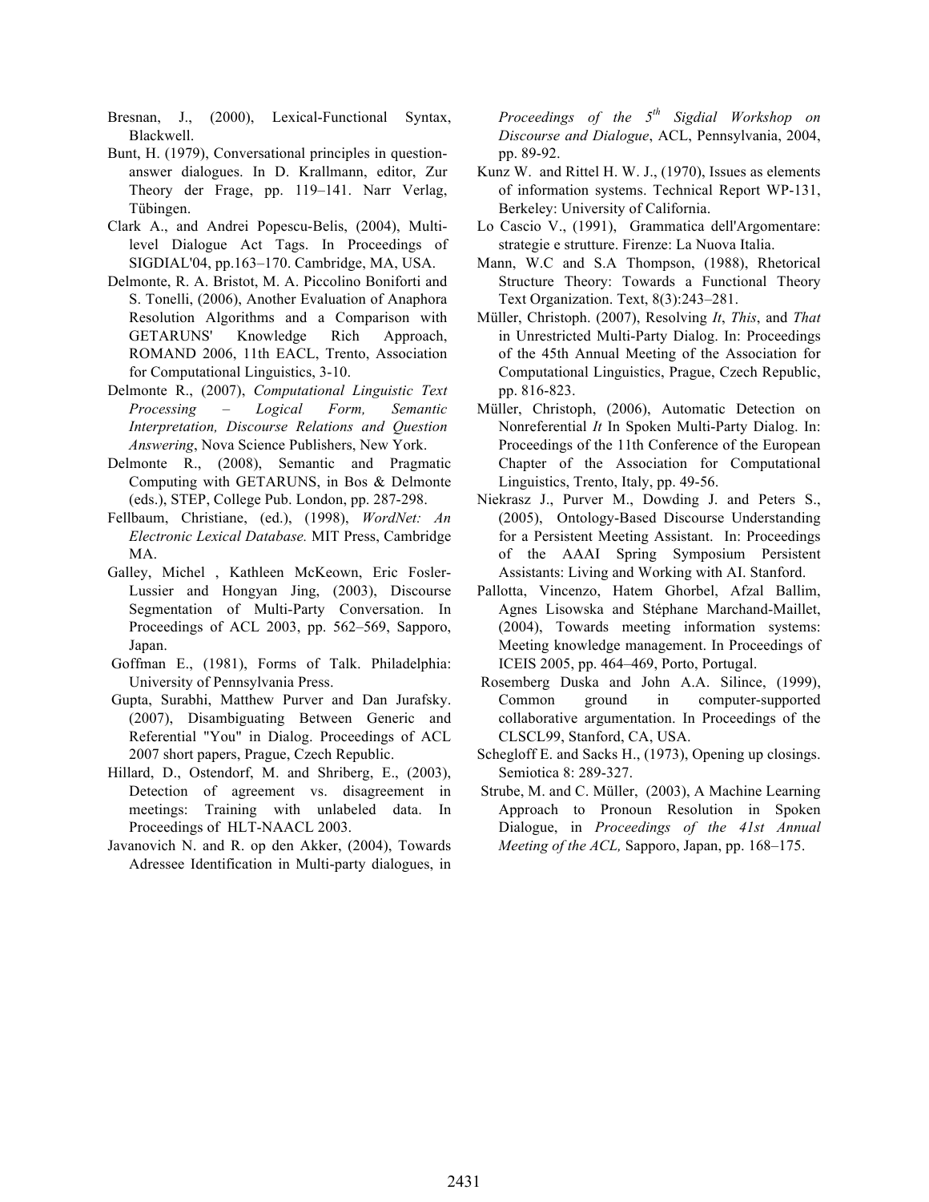Bresnan, J., (2000), Lexical-Functional Syntax, Blackwell.

Bunt, H. (1979), Conversational principles in question-answer dialogues. In D. Krallmann, editor, Zur Theory der Frage, pp. 119–141. Narr Verlag, Tübingen.

Clark A., and Andrei Popescu-Belis, (2004), Multi-level Dialogue Act Tags. In Proceedings of SIGDIAL'04, pp.163–170. Cambridge, MA, USA.

Delmonte, R. A. Bristot, M. A. Piccolino Boniforti and S. Tonelli, (2006), Another Evaluation of Anaphora Resolution Algorithms and a Comparison with GETARUNS' Knowledge Rich Approach, ROMAND 2006, 11th EACL, Trento, Association for Computational Linguistics, 3-10.

Delmonte R., (2007), *Computational Linguistic Text Processing – Logical Form, Semantic Interpretation, Discourse Relations and Question Answering*, Nova Science Publishers, New York.

Delmonte R., (2008), Semantic and Pragmatic Computing with GETARUNS, in Bos & Delmonte (eds.), STEP, College Pub. London, pp. 287-298.

Fellbaum, Christiane, (ed.), (1998), *WordNet: An Electronic Lexical Database.* MIT Press, Cambridge MA.

Galley, Michel , Kathleen McKeown, Eric Fosler-Lussier and Hongyan Jing, (2003), Discourse Segmentation of Multi-Party Conversation. In Proceedings of ACL 2003, pp. 562–569, Sapporo, Japan.

Goffman E., (1981), Forms of Talk. Philadelphia: University of Pennsylvania Press.

Gupta, Surabhi, Matthew Purver and Dan Jurafsky. (2007), Disambiguating Between Generic and Referential "You" in Dialog. Proceedings of ACL 2007 short papers, Prague, Czech Republic.

Hillard, D., Ostendorf, M. and Shriberg, E., (2003), Detection of agreement vs. disagreement in meetings: Training with unlabeled data. In Proceedings of HLT-NAACL 2003.

Javanovich N. and R. op den Akker, (2004), Towards Adressee Identification in Multi-party dialogues, in *Proceedings of the 5th Sigdial Workshop on Discourse and Dialogue*, ACL, Pennsylvania, 2004, pp. 89-92.

Kunz W. and Rittel H. W. J., (1970), Issues as elements of information systems. Technical Report WP-131, Berkeley: University of California.

Lo Cascio V., (1991), Grammatica dell'Argomentare: strategie e strutture. Firenze: La Nuova Italia.

Mann, W.C and S.A Thompson, (1988), Rhetorical Structure Theory: Towards a Functional Theory Text Organization. Text, 8(3):243–281.

Müller, Christoph. (2007), Resolving *It*, *This*, and *That* in Unrestricted Multi-Party Dialog. In: Proceedings of the 45th Annual Meeting of the Association for Computational Linguistics, Prague, Czech Republic, pp. 816-823.

Müller, Christoph, (2006), Automatic Detection on Nonreferential *It* In Spoken Multi-Party Dialog. In: Proceedings of the 11th Conference of the European Chapter of the Association for Computational Linguistics, Trento, Italy, pp. 49-56.

Niekrasz J., Purver M., Dowding J. and Peters S., (2005), Ontology-Based Discourse Understanding for a Persistent Meeting Assistant. In: Proceedings of the AAAI Spring Symposium Persistent Assistants: Living and Working with AI. Stanford.

Pallotta, Vincenzo, Hatem Ghorbel, Afzal Ballim, Agnes Lisowska and Stéphane Marchand-Maillet, (2004), Towards meeting information systems: Meeting knowledge management. In Proceedings of ICEIS 2005, pp. 464–469, Porto, Portugal.

Rosemberg Duska and John A.A. Silince, (1999), Common ground in computer-supported collaborative argumentation. In Proceedings of the CLSCL99, Stanford, CA, USA.

Schegloff E. and Sacks H., (1973), Opening up closings. Semiotica 8: 289-327.

Strube, M. and C. Müller, (2003), A Machine Learning Approach to Pronoun Resolution in Spoken Dialogue, in *Proceedings of the 41st Annual Meeting of the ACL,* Sapporo, Japan, pp. 168–175.